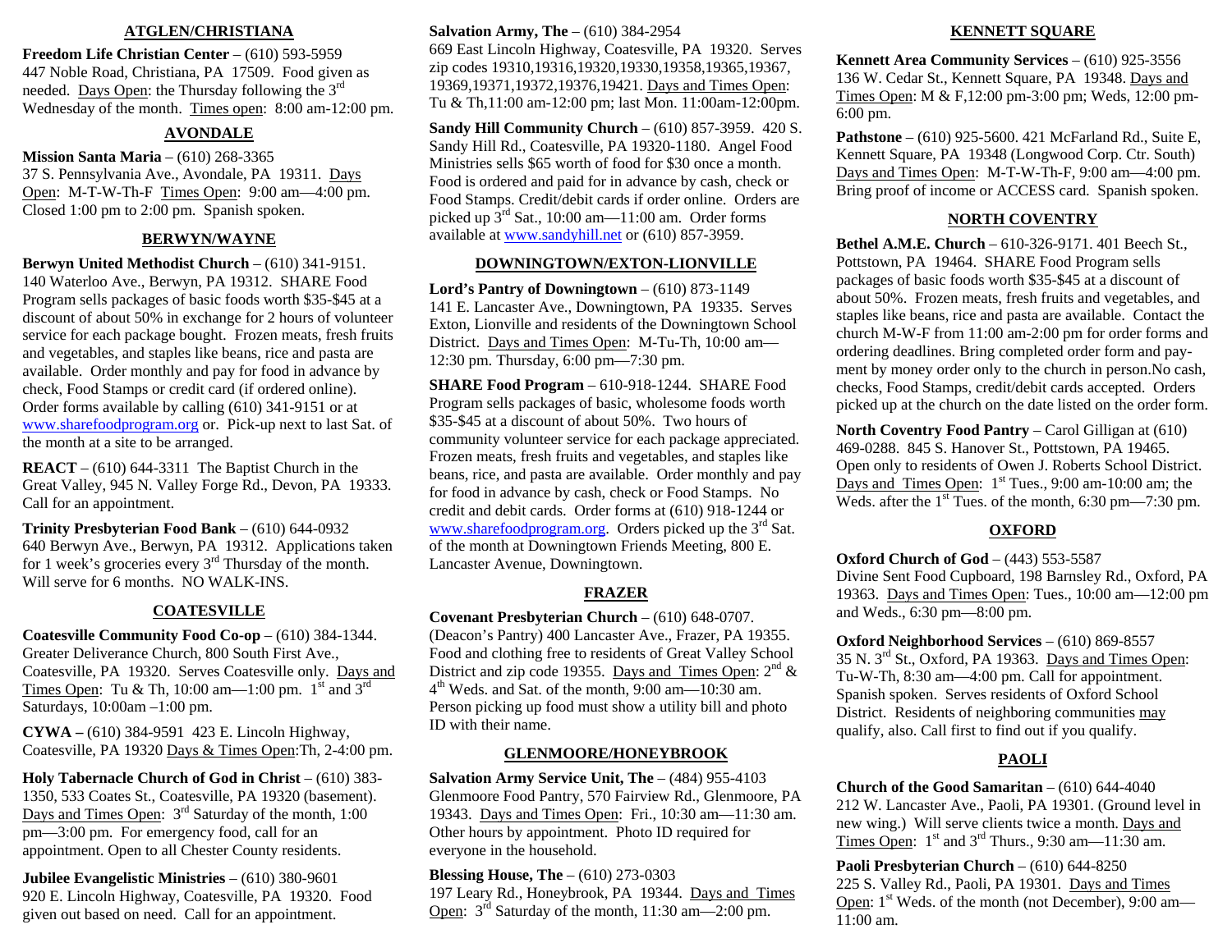## ATGLEN/CHRISTIANA

**Freedom Life Christian Center** – (610) 593-5959
447 Noble Road, Christiana, PA 17509. Food given as needed. Days Open: the Thursday following the 3rd Wednesday of the month. Times open: 8:00 am-12:00 pm.

## AVONDALE

**Mission Santa Maria** – (610) 268-3365
37 S. Pennsylvania Ave., Avondale, PA 19311. Days Open: M-T-W-Th-F Times Open: 9:00 am—4:00 pm. Closed 1:00 pm to 2:00 pm. Spanish spoken.

## BERWYN/WAYNE

**Berwyn United Methodist Church** – (610) 341-9151. 140 Waterloo Ave., Berwyn, PA 19312. SHARE Food Program sells packages of basic foods worth $35-$45 at a discount of about 50% in exchange for 2 hours of volunteer service for each package bought. Frozen meats, fresh fruits and vegetables, and staples like beans, rice and pasta are available. Order monthly and pay for food in advance by check, Food Stamps or credit card (if ordered online). Order forms available by calling (610) 341-9151 or at www.sharefoodprogram.org or. Pick-up next to last Sat. of the month at a site to be arranged.

**REACT** – (610) 644-3311 The Baptist Church in the Great Valley, 945 N. Valley Forge Rd., Devon, PA 19333. Call for an appointment.

**Trinity Presbyterian Food Bank** – (610) 644-0932
640 Berwyn Ave., Berwyn, PA 19312. Applications taken for 1 week's groceries every 3rd Thursday of the month. Will serve for 6 months. NO WALK-INS.

## COATESVILLE

**Coatesville Community Food Co-op** – (610) 384-1344. Greater Deliverance Church, 800 South First Ave., Coatesville, PA 19320. Serves Coatesville only. Days and Times Open: Tu & Th, 10:00 am—1:00 pm. 1st and 3rd Saturdays, 10:00am –1:00 pm.

**CYWA** – (610) 384-9591 423 E. Lincoln Highway, Coatesville, PA 19320 Days & Times Open:Th, 2-4:00 pm.

**Holy Tabernacle Church of God in Christ** – (610) 383-1350, 533 Coates St., Coatesville, PA 19320 (basement). Days and Times Open: 3rd Saturday of the month, 1:00 pm—3:00 pm. For emergency food, call for an appointment. Open to all Chester County residents.

**Jubilee Evangelistic Ministries** – (610) 380-9601
920 E. Lincoln Highway, Coatesville, PA 19320. Food given out based on need. Call for an appointment.

**Salvation Army, The** – (610) 384-2954
669 East Lincoln Highway, Coatesville, PA 19320. Serves zip codes 19310,19316,19320,19330,19358,19365,19367, 19369,19371,19372,19376,19421. Days and Times Open: Tu & Th,11:00 am-12:00 pm; last Mon. 11:00am-12:00pm.

**Sandy Hill Community Church** – (610) 857-3959. 420 S. Sandy Hill Rd., Coatesville, PA 19320-1180. Angel Food Ministries sells $65 worth of food for $30 once a month. Food is ordered and paid for in advance by cash, check or Food Stamps. Credit/debit cards if order online. Orders are picked up 3rd Sat., 10:00 am—11:00 am. Order forms available at www.sandyhill.net or (610) 857-3959.

## DOWNINGTOWN/EXTON-LIONVILLE

**Lord's Pantry of Downingtown** – (610) 873-1149
141 E. Lancaster Ave., Downingtown, PA 19335. Serves Exton, Lionville and residents of the Downingtown School District. Days and Times Open: M-Tu-Th, 10:00 am—12:30 pm. Thursday, 6:00 pm—7:30 pm.

**SHARE Food Program** – 610-918-1244. SHARE Food Program sells packages of basic, wholesome foods worth $35-$45 at a discount of about 50%. Two hours of community volunteer service for each package appreciated. Frozen meats, fresh fruits and vegetables, and staples like beans, rice, and pasta are available. Order monthly and pay for food in advance by cash, check or Food Stamps. No credit and debit cards. Order forms at (610) 918-1244 or www.sharefoodprogram.org. Orders picked up the 3rd Sat. of the month at Downingtown Friends Meeting, 800 E. Lancaster Avenue, Downingtown.

## FRAZER

**Covenant Presbyterian Church** – (610) 648-0707. (Deacon's Pantry) 400 Lancaster Ave., Frazer, PA 19355. Food and clothing free to residents of Great Valley School District and zip code 19355. Days and Times Open: 2nd & 4th Weds. and Sat. of the month, 9:00 am—10:30 am. Person picking up food must show a utility bill and photo ID with their name.

## GLENMOORE/HONEYBROOK

**Salvation Army Service Unit, The** – (484) 955-4103
Glenmoore Food Pantry, 570 Fairview Rd., Glenmoore, PA 19343. Days and Times Open: Fri., 10:30 am—11:30 am. Other hours by appointment. Photo ID required for everyone in the household.

**Blessing House, The** – (610) 273-0303
197 Leary Rd., Honeybrook, PA 19344. Days and Times Open: 3rd Saturday of the month, 11:30 am—2:00 pm.

## KENNETT SQUARE

**Kennett Area Community Services** – (610) 925-3556
136 W. Cedar St., Kennett Square, PA 19348. Days and Times Open: M & F,12:00 pm-3:00 pm; Weds, 12:00 pm-6:00 pm.

**Pathstone** – (610) 925-5600. 421 McFarland Rd., Suite E, Kennett Square, PA 19348 (Longwood Corp. Ctr. South) Days and Times Open: M-T-W-Th-F, 9:00 am—4:00 pm. Bring proof of income or ACCESS card. Spanish spoken.

## NORTH COVENTRY

**Bethel A.M.E. Church** – 610-326-9171. 401 Beech St., Pottstown, PA 19464. SHARE Food Program sells packages of basic foods worth $35-$45 at a discount of about 50%. Frozen meats, fresh fruits and vegetables, and staples like beans, rice and pasta are available. Contact the church M-W-F from 11:00 am-2:00 pm for order forms and ordering deadlines. Bring completed order form and payment by money order only to the church in person.No cash, checks, Food Stamps, credit/debit cards accepted. Orders picked up at the church on the date listed on the order form.

**North Coventry Food Pantry** – Carol Gilligan at (610) 469-0288. 845 S. Hanover St., Pottstown, PA 19465. Open only to residents of Owen J. Roberts School District. Days and Times Open: 1st Tues., 9:00 am-10:00 am; the Weds. after the 1st Tues. of the month, 6:30 pm—7:30 pm.

## OXFORD

**Oxford Church of God** – (443) 553-5587
Divine Sent Food Cupboard, 198 Barnsley Rd., Oxford, PA 19363. Days and Times Open: Tues., 10:00 am—12:00 pm and Weds., 6:30 pm—8:00 pm.

**Oxford Neighborhood Services** – (610) 869-8557
35 N. 3rd St., Oxford, PA 19363. Days and Times Open: Tu-W-Th, 8:30 am—4:00 pm. Call for appointment. Spanish spoken. Serves residents of Oxford School District. Residents of neighboring communities may qualify, also. Call first to find out if you qualify.

## PAOLI

**Church of the Good Samaritan** – (610) 644-4040
212 W. Lancaster Ave., Paoli, PA 19301. (Ground level in new wing.) Will serve clients twice a month. Days and Times Open: 1st and 3rd Thurs., 9:30 am—11:30 am.

**Paoli Presbyterian Church** – (610) 644-8250
225 S. Valley Rd., Paoli, PA 19301. Days and Times Open: 1st Weds. of the month (not December), 9:00 am—11:00 am.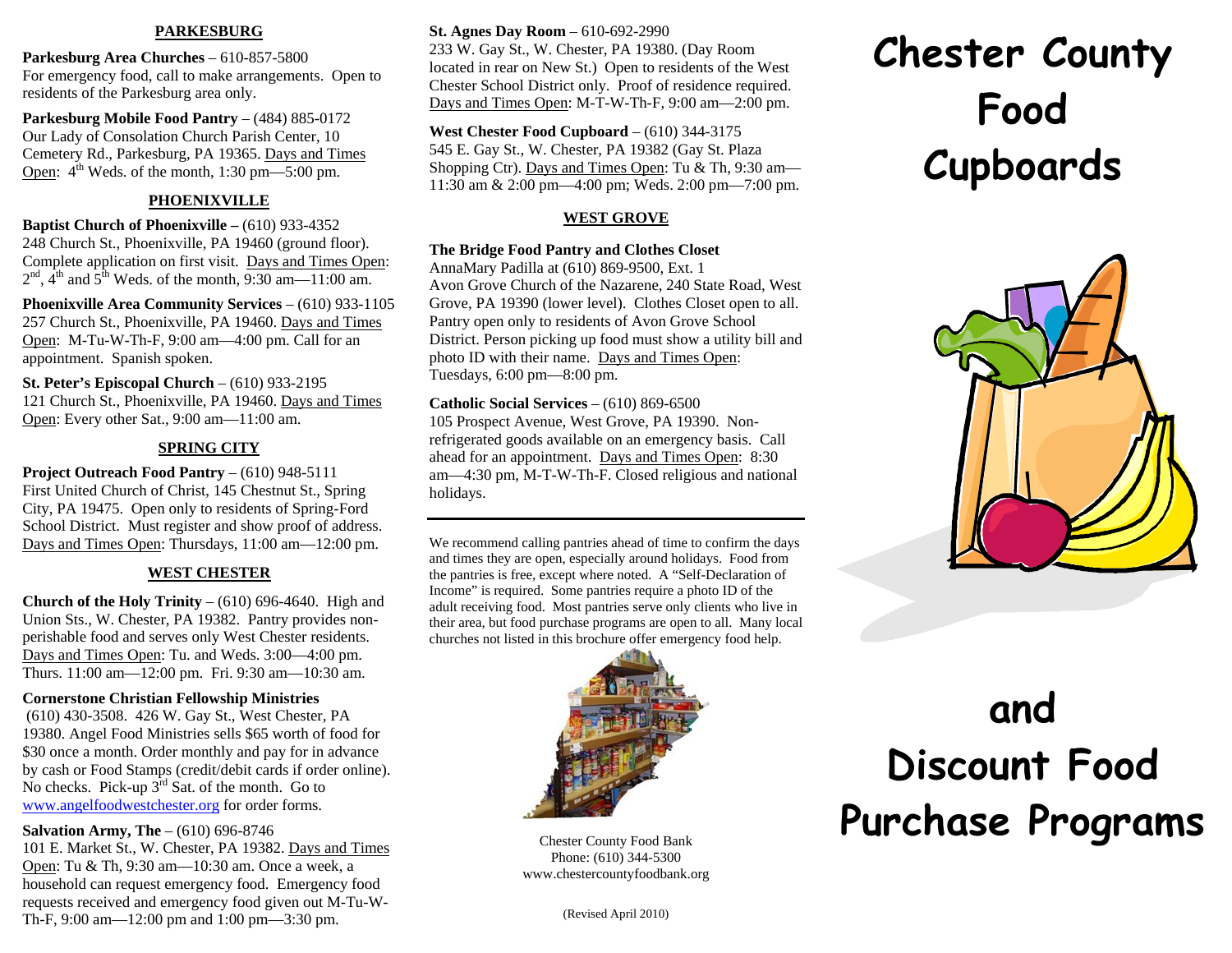## PARKESBURG

**Parkesburg Area Churches** – 610-857-5800
For emergency food, call to make arrangements. Open to residents of the Parkesburg area only.

**Parkesburg Mobile Food Pantry** – (484) 885-0172
Our Lady of Consolation Church Parish Center, 10 Cemetery Rd., Parkesburg, PA 19365. Days and Times Open: 4th Weds. of the month, 1:30 pm—5:00 pm.

## PHOENIXVILLE

**Baptist Church of Phoenixville –** (610) 933-4352
248 Church St., Phoenixville, PA 19460 (ground floor). Complete application on first visit. Days and Times Open: 2nd, 4th and 5th Weds. of the month, 9:30 am—11:00 am.

**Phoenixville Area Community Services** – (610) 933-1105
257 Church St., Phoenixville, PA 19460. Days and Times Open: M-Tu-W-Th-F, 9:00 am—4:00 pm. Call for an appointment. Spanish spoken.

**St. Peter's Episcopal Church** – (610) 933-2195
121 Church St., Phoenixville, PA 19460. Days and Times Open: Every other Sat., 9:00 am—11:00 am.

## SPRING CITY

**Project Outreach Food Pantry** – (610) 948-5111
First United Church of Christ, 145 Chestnut St., Spring City, PA 19475. Open only to residents of Spring-Ford School District. Must register and show proof of address. Days and Times Open: Thursdays, 11:00 am—12:00 pm.

## WEST CHESTER

**Church of the Holy Trinity** – (610) 696-4640. High and Union Sts., W. Chester, PA 19382. Pantry provides non-perishable food and serves only West Chester residents. Days and Times Open: Tu. and Weds. 3:00—4:00 pm. Thurs. 11:00 am—12:00 pm. Fri. 9:30 am—10:30 am.

**Cornerstone Christian Fellowship Ministries**
(610) 430-3508. 426 W. Gay St., West Chester, PA 19380. Angel Food Ministries sells $65 worth of food for $30 once a month. Order monthly and pay for in advance by cash or Food Stamps (credit/debit cards if order online). No checks. Pick-up 3rd Sat. of the month. Go to www.angelfoodwestchester.org for order forms.

**Salvation Army, The** – (610) 696-8746
101 E. Market St., W. Chester, PA 19382. Days and Times Open: Tu & Th, 9:30 am—10:30 am. Once a week, a household can request emergency food. Emergency food requests received and emergency food given out M-Tu-W-Th-F, 9:00 am—12:00 pm and 1:00 pm—3:30 pm.

**St. Agnes Day Room** – 610-692-2990
233 W. Gay St., W. Chester, PA 19380. (Day Room located in rear on New St.) Open to residents of the West Chester School District only. Proof of residence required. Days and Times Open: M-T-W-Th-F, 9:00 am—2:00 pm.

**West Chester Food Cupboard** – (610) 344-3175
545 E. Gay St., W. Chester, PA 19382 (Gay St. Plaza Shopping Ctr). Days and Times Open: Tu & Th, 9:30 am—11:30 am & 2:00 pm—4:00 pm; Weds. 2:00 pm—7:00 pm.

## WEST GROVE

**The Bridge Food Pantry and Clothes Closet**
AnnaMary Padilla at (610) 869-9500, Ext. 1
Avon Grove Church of the Nazarene, 240 State Road, West Grove, PA 19390 (lower level). Clothes Closet open to all. Pantry open only to residents of Avon Grove School District. Person picking up food must show a utility bill and photo ID with their name. Days and Times Open: Tuesdays, 6:00 pm—8:00 pm.

**Catholic Social Services** – (610) 869-6500
105 Prospect Avenue, West Grove, PA 19390. Non-refrigerated goods available on an emergency basis. Call ahead for an appointment. Days and Times Open: 8:30 am—4:30 pm, M-T-W-Th-F. Closed religious and national holidays.

---

We recommend calling pantries ahead of time to confirm the days and times they are open, especially around holidays. Food from the pantries is free, except where noted. A "Self-Declaration of Income" is required. Some pantries require a photo ID of the adult receiving food. Most pantries serve only clients who live in their area, but food purchase programs are open to all. Many local churches not listed in this brochure offer emergency food help.

Chester County Food Bank
Phone: (610) 344-5300
www.chestercountyfoodbank.org

(Revised April 2010)

# Chester County Food Cupboards

# and Discount Food Purchase Programs